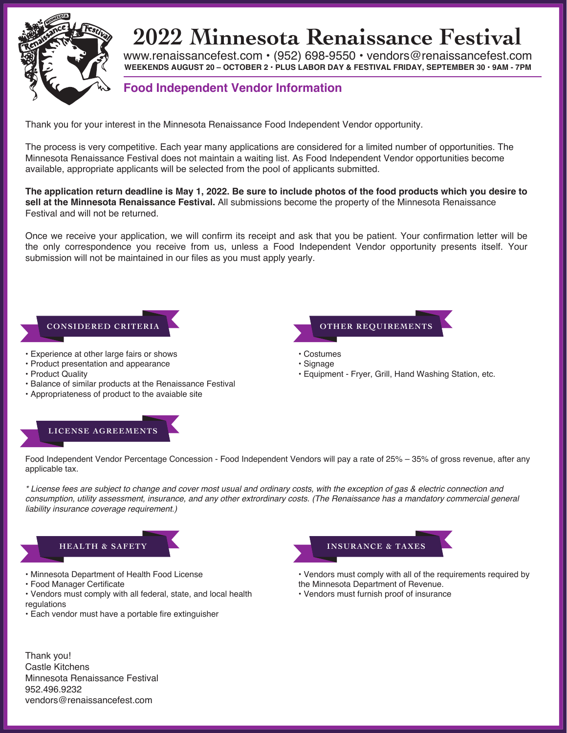# 2022 Minnesota Renaissance Festival

www.renaissancefest.com • (952) 698-9550 • vendors@renaissancefest.com

**WEEKENDS AUGUST 20 – OCTOBER 2 • PLUS LABOR DAY & FESTIVAL FRIDAY, SEPTEMBER 30 • 9AM - 7PM**

## Food Independent Vendor Information

Thank you for your interest in the Minnesota Renaissance Food Independent Vendor opportunity.

The process is very competitive. Each year many applications are considered for a limited number of opportunities. The Minnesota Renaissance Festival does not maintain a waiting list. As Food Independent Vendor opportunities become available, appropriate applicants will be selected from the pool of applicants submitted.

**The application return deadline is May 1, 2022. Be sure to include photos of the food products which you desire to sell at the Minnesota Renaissance Festival.** All submissions become the property of the Minnesota Renaissance Festival and will not be returned.

Once we receive your application, we will confirm its receipt and ask that you be patient. Your confirmation letter will be the only correspondence you receive from us, unless a Food Independent Vendor opportunity presents itself. Your submission will not be maintained in our files as you must apply yearly.

### CONSIDERED CRITERIA

- Experience at other large fairs or shows
- Product presentation and appearance
- Product Quality
- Balance of similar products at the Renaissance Festival
- Appropriateness of product to the avaiable site

### OTHER REQUIREMENTS

- Costumes
- Signage
- Equipment - Fryer, Grill, Hand Washing Station, etc.

### LICENSE AGREEMENTS

Food Independent Vendor Percentage Concession - Food Independent Vendors will pay a rate of 25% – 35% of gross revenue, after any applicable tax.

*\* License fees are subject to change and cover most usual and ordinary costs, with the exception of gas & electric connection and consumption, utility assessment, insurance, and any other extrordinary costs. (The Renaissance has a mandatory commercial general liability insurance coverage requirement.)*

### HEALTH & SAFETY

- Minnesota Department of Health Food License
- Food Manager Certificate
- Vendors must comply with all federal, state, and local health regulations
- Each vendor must have a portable fire extinguisher

### INSURANCE & TAXES

- Vendors must comply with all of the requirements required by the Minnesota Department of Revenue.
- Vendors must furnish proof of insurance

Thank you!
Castle Kitchens
Minnesota Renaissance Festival
952.496.9232
vendors@renaissancefest.com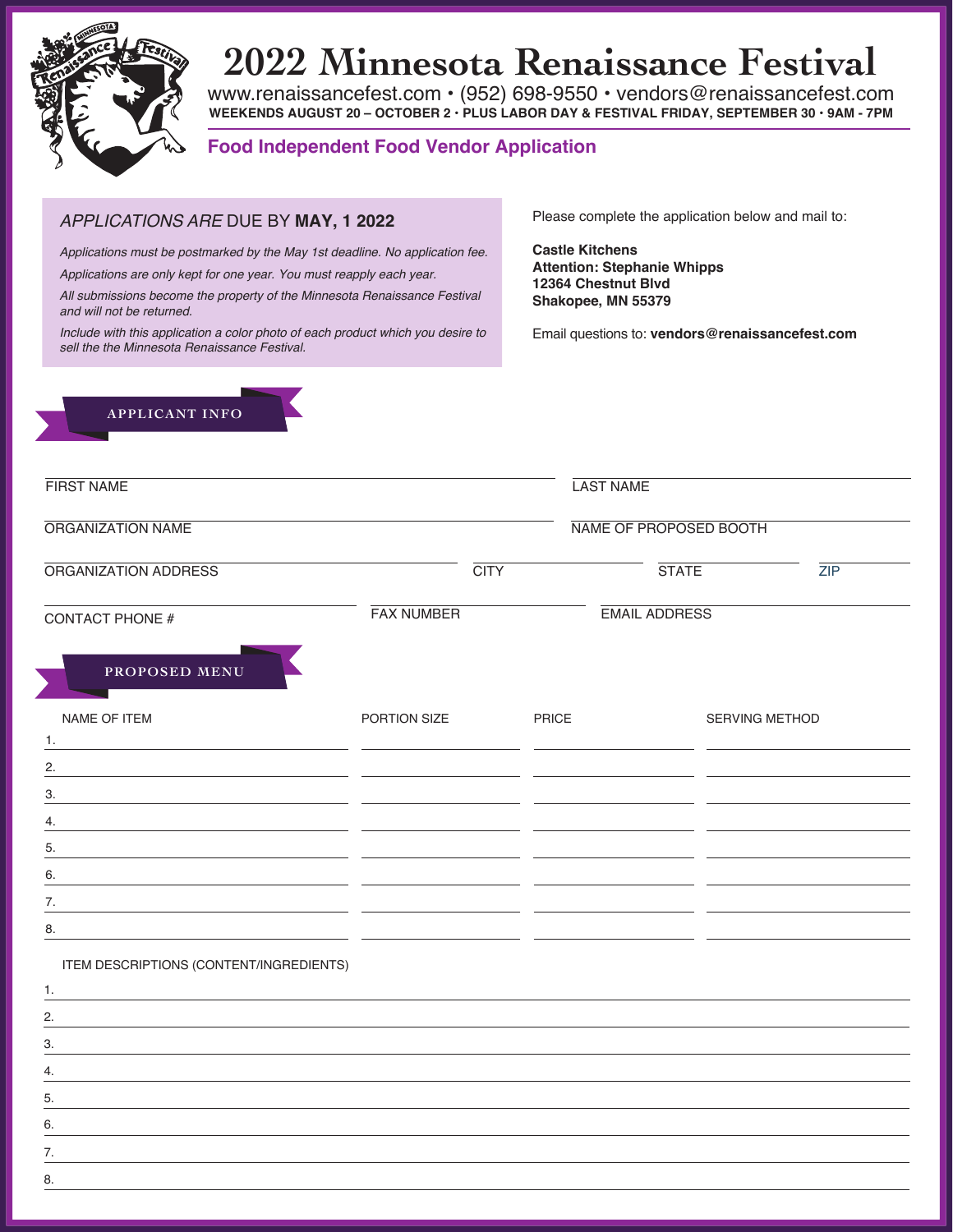# 2022 Minnesota Renaissance Festival

www.renaissancefest.com • (952) 698-9550 • vendors@renaissancefest.com

**WEEKENDS AUGUST 20 – OCTOBER 2 • PLUS LABOR DAY & FESTIVAL FRIDAY, SEPTEMBER 30 • 9AM - 7PM**

## Food Independent Food Vendor Application

*APPLICATIONS ARE* DUE BY **MAY, 1 2022**

*Applications must be postmarked by the May 1st deadline. No application fee.*

*Applications are only kept for one year. You must reapply each year.*

*All submissions become the property of the Minnesota Renaissance Festival and will not be returned.*

*Include with this application a color photo of each product which you desire to sell the the Minnesota Renaissance Festival.*

Please complete the application below and mail to:

**Castle Kitchens**
**Attention: Stephanie Whipps**
**12364 Chestnut Blvd**
**Shakopee, MN 55379**

Email questions to: **vendors@renaissancefest.com**

### APPLICANT INFO

FIRST NAME ____________________ LAST NAME ____________________

ORGANIZATION NAME ____________________ NAME OF PROPOSED BOOTH ____________________

ORGANIZATION ADDRESS ____________________ CITY __________ STATE __________ ZIP __________

CONTACT PHONE # ____________________ FAX NUMBER ____________________ EMAIL ADDRESS ____________________

### PROPOSED MENU

| NAME OF ITEM | PORTION SIZE | PRICE | SERVING METHOD |
|---|---|---|---|
| 1. | | | |
| 2. | | | |
| 3. | | | |
| 4. | | | |
| 5. | | | |
| 6. | | | |
| 7. | | | |
| 8. | | | |

ITEM DESCRIPTIONS (CONTENT/INGREDIENTS)

1. 
2. 
3. 
4. 
5. 
6. 
7. 
8.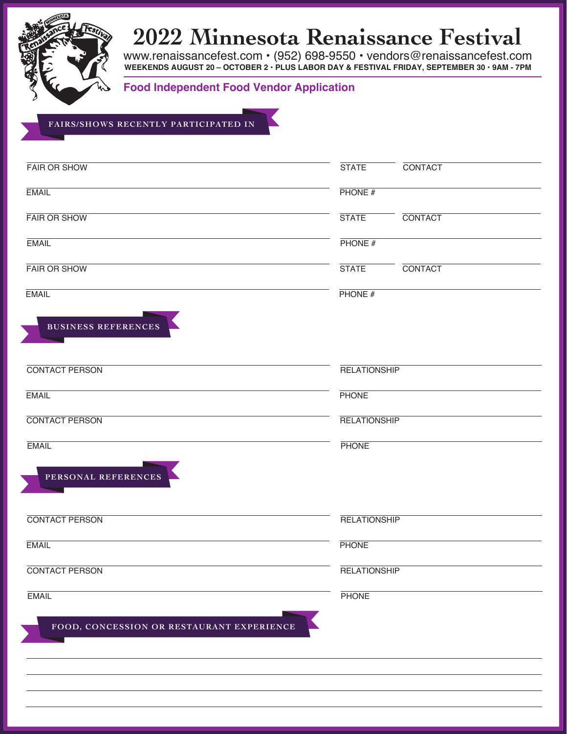# 2022 Minnesota Renaissance Festival

www.renaissancefest.com • (952) 698-9550 • vendors@renaissancefest.com

**WEEKENDS AUGUST 20 – OCTOBER 2 • PLUS LABOR DAY & FESTIVAL FRIDAY, SEPTEMBER 30 • 9AM - 7PM**

**Food Independent Food Vendor Application**

## FAIRS/SHOWS RECENTLY PARTICIPATED IN

FAIR OR SHOW ______ STATE ______ CONTACT ______

EMAIL ______ PHONE # ______

FAIR OR SHOW ______ STATE ______ CONTACT ______

EMAIL ______ PHONE # ______

FAIR OR SHOW ______ STATE ______ CONTACT ______

EMAIL ______ PHONE # ______

## BUSINESS REFERENCES

CONTACT PERSON ______ RELATIONSHIP ______

EMAIL ______ PHONE ______

CONTACT PERSON ______ RELATIONSHIP ______

EMAIL ______ PHONE ______

## PERSONAL REFERENCES

CONTACT PERSON ______ RELATIONSHIP ______

EMAIL ______ PHONE ______

CONTACT PERSON ______ RELATIONSHIP ______

EMAIL ______ PHONE ______

## FOOD, CONCESSION OR RESTAURANT EXPERIENCE

______

______

______

______